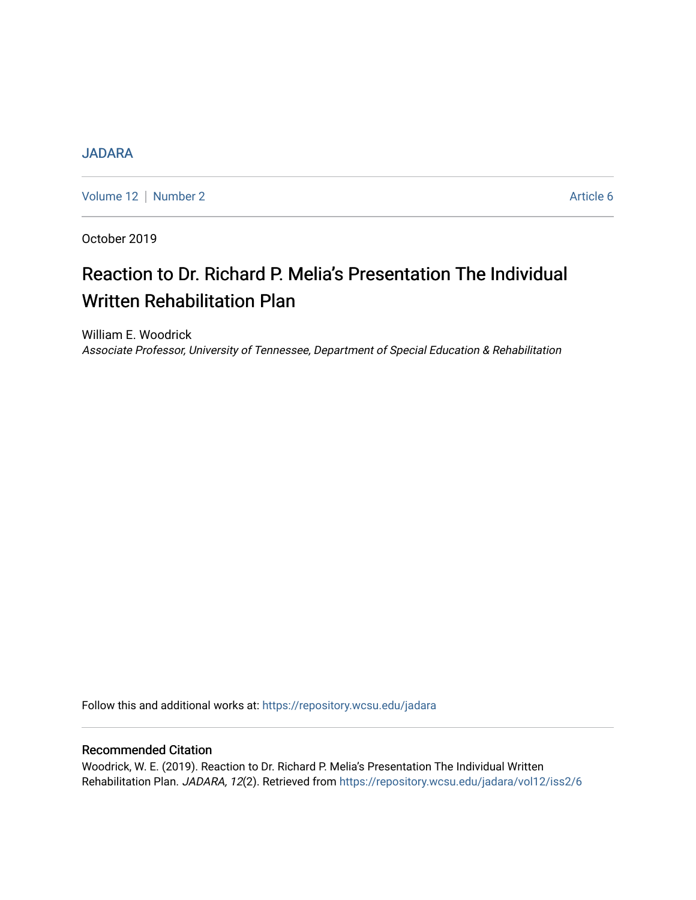JADARA

Volume 12 | Number 2 | Article 6

October 2019

# Reaction to Dr. Richard P. Melia's Presentation The Individual Written Rehabilitation Plan

William E. Woodrick
*Associate Professor, University of Tennessee, Department of Special Education & Rehabilitation*

Follow this and additional works at: https://repository.wcsu.edu/jadara

## Recommended Citation

Woodrick, W. E. (2019). Reaction to Dr. Richard P. Melia's Presentation The Individual Written Rehabilitation Plan. *JADARA, 12*(2). Retrieved from https://repository.wcsu.edu/jadara/vol12/iss2/6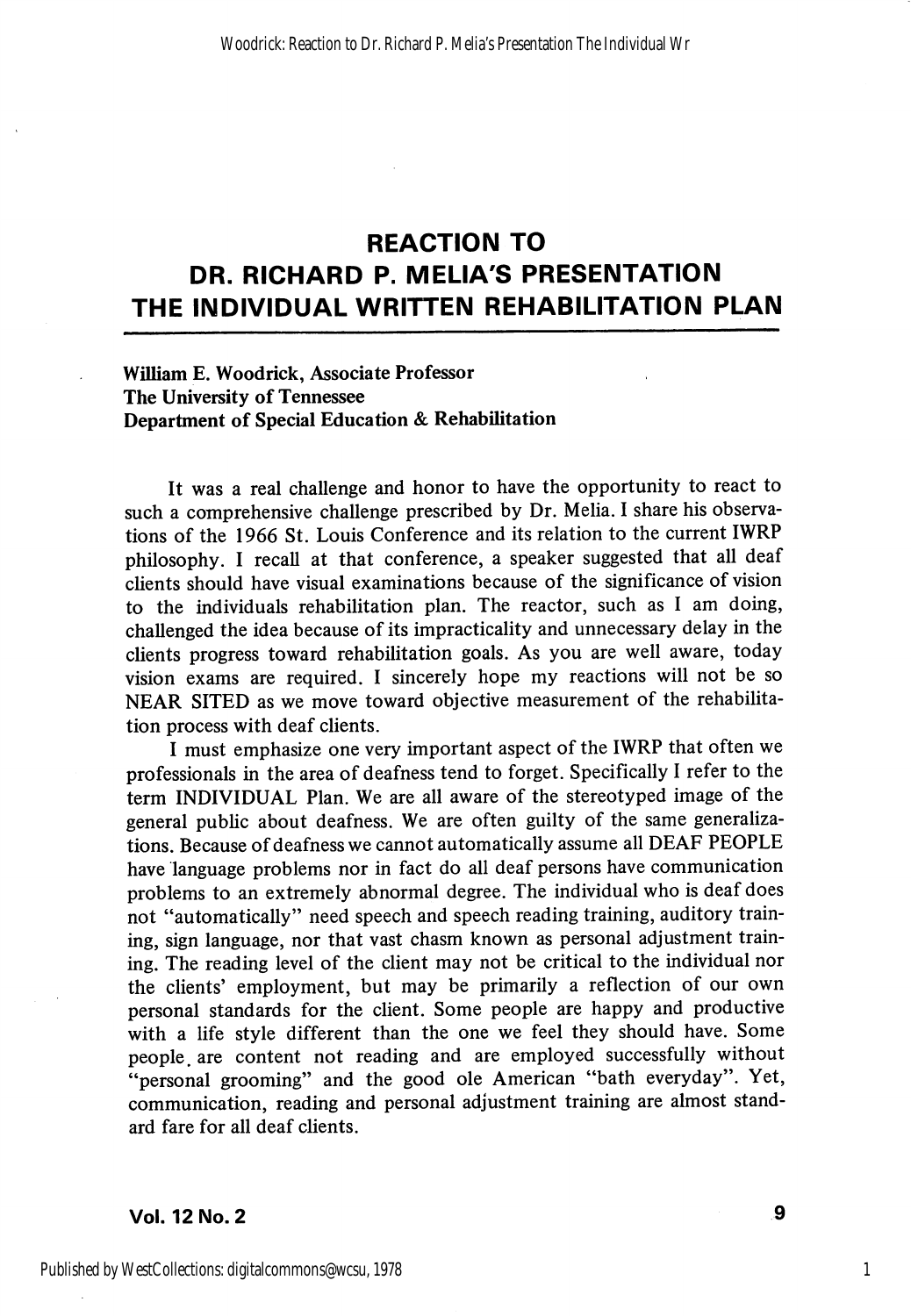# REACTION TO DR. RICHARD P. MELIA'S PRESENTATION THE INDIVIDUAL WRITTEN REHABILITATION PLAN

**William E. Woodrick, Associate Professor**
**The University of Tennessee**
**Department of Special Education & Rehabilitation**

It was a real challenge and honor to have the opportunity to react to such a comprehensive challenge prescribed by Dr. Melia. I share his observations of the 1966 St. Louis Conference and its relation to the current IWRP philosophy. I recall at that conference, a speaker suggested that all deaf clients should have visual examinations because of the significance of vision to the individuals rehabilitation plan. The reactor, such as I am doing, challenged the idea because of its impracticality and unnecessary delay in the clients progress toward rehabilitation goals. As you are well aware, today vision exams are required. I sincerely hope my reactions will not be so NEAR SITED as we move toward objective measurement of the rehabilitation process with deaf clients.

I must emphasize one very important aspect of the IWRP that often we professionals in the area of deafness tend to forget. Specifically I refer to the term INDIVIDUAL Plan. We are all aware of the stereotyped image of the general public about deafness. We are often guilty of the same generalizations. Because of deafness we cannot automatically assume all DEAF PEOPLE have language problems nor in fact do all deaf persons have communication problems to an extremely abnormal degree. The individual who is deaf does not "automatically" need speech and speech reading training, auditory training, sign language, nor that vast chasm known as personal adjustment training. The reading level of the client may not be critical to the individual nor the clients' employment, but may be primarily a reflection of our own personal standards for the client. Some people are happy and productive with a life style different than the one we feel they should have. Some people are content not reading and are employed successfully without "personal grooming" and the good ole American "bath everyday". Yet, communication, reading and personal adjustment training are almost standard fare for all deaf clients.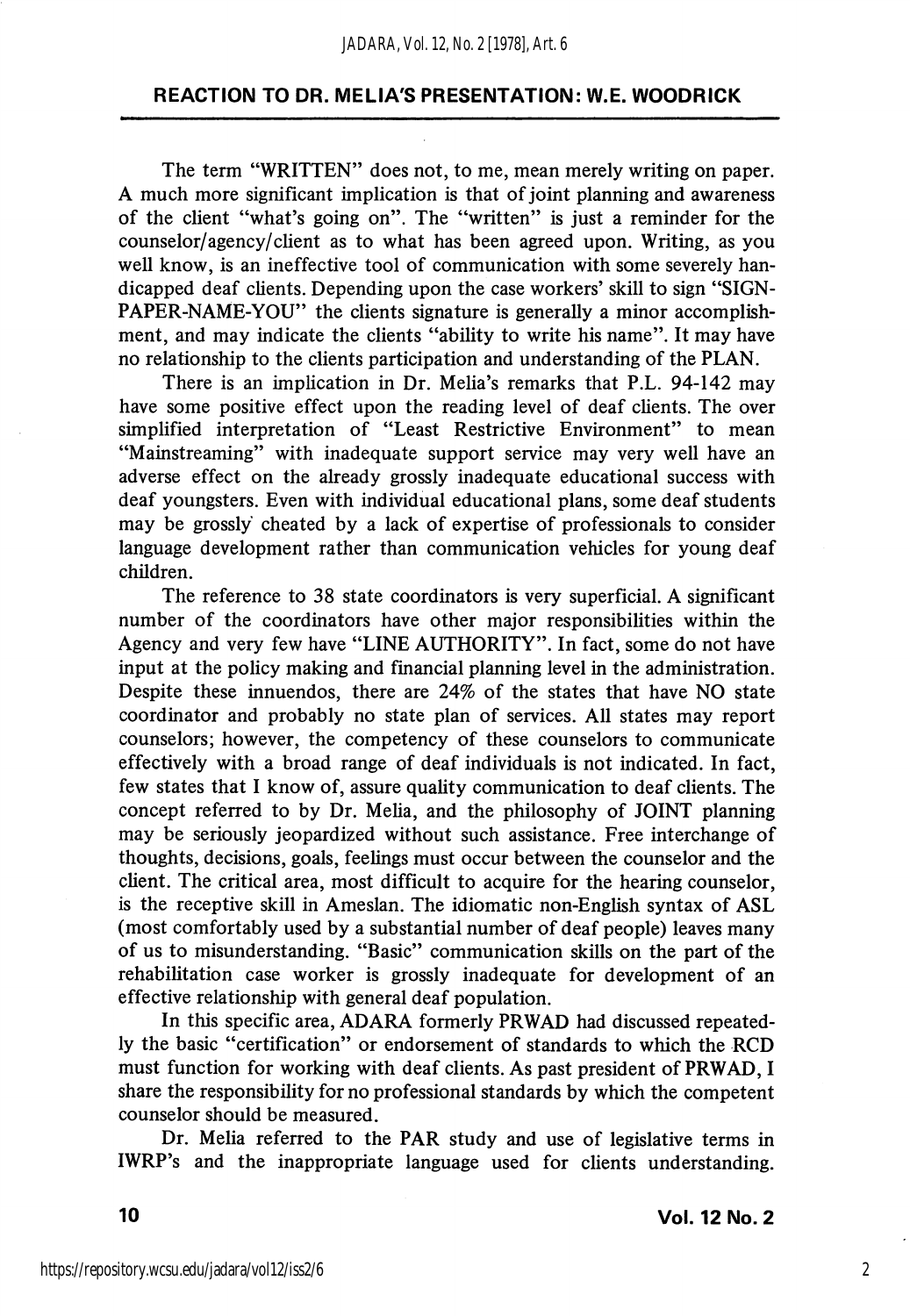## REACTION TO DR. MELIA'S PRESENTATION: W.E. WOODRICK

The term "WRITTEN" does not, to me, mean merely writing on paper. A much more significant implication is that of joint planning and awareness of the client "what's going on". The "written" is just a reminder for the counselor/agency/client as to what has been agreed upon. Writing, as you well know, is an ineffective tool of communication with some severely handicapped deaf clients. Depending upon the case workers' skill to sign "SIGN-PAPER-NAME-YOU" the clients signature is generally a minor accomplishment, and may indicate the clients "ability to write his name". It may have no relationship to the clients participation and understanding of the PLAN.

There is an implication in Dr. Melia's remarks that P.L. 94-142 may have some positive effect upon the reading level of deaf clients. The over simplified interpretation of "Least Restrictive Environment" to mean "Mainstreaming" with inadequate support service may very well have an adverse effect on the already grossly inadequate educational success with deaf youngsters. Even with individual educational plans, some deaf students may be grossly cheated by a lack of expertise of professionals to consider language development rather than communication vehicles for young deaf children.

The reference to 38 state coordinators is very superficial. A significant number of the coordinators have other major responsibilities within the Agency and very few have "LINE AUTHORITY". In fact, some do not have input at the policy making and financial planning level in the administration. Despite these innuendos, there are 24% of the states that have NO state coordinator and probably no state plan of services. All states may report counselors; however, the competency of these counselors to communicate effectively with a broad range of deaf individuals is not indicated. In fact, few states that I know of, assure quality communication to deaf clients. The concept referred to by Dr. Melia, and the philosophy of JOINT planning may be seriously jeopardized without such assistance. Free interchange of thoughts, decisions, goals, feelings must occur between the counselor and the client. The critical area, most difficult to acquire for the hearing counselor, is the receptive skill in Ameslan. The idiomatic non-English syntax of ASL (most comfortably used by a substantial number of deaf people) leaves many of us to misunderstanding. "Basic" communication skills on the part of the rehabilitation case worker is grossly inadequate for development of an effective relationship with general deaf population.

In this specific area, ADARA formerly PRWAD had discussed repeatedly the basic "certification" or endorsement of standards to which the RCD must function for working with deaf clients. As past president of PRWAD, I share the responsibility for no professional standards by which the competent counselor should be measured.

Dr. Melia referred to the PAR study and use of legislative terms in IWRP's and the inappropriate language used for clients understanding.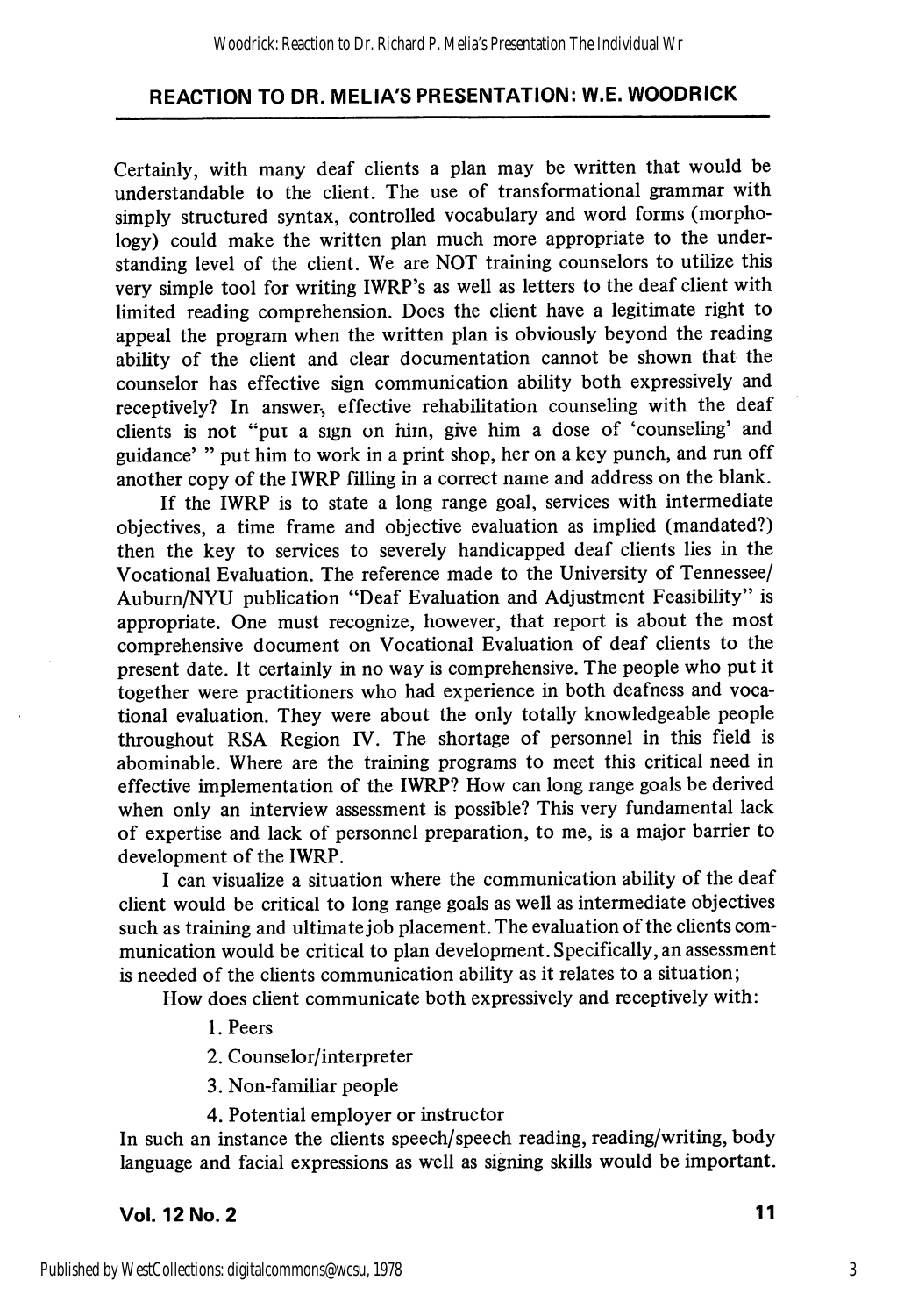## REACTION TO DR. MELIA'S PRESENTATION: W.E. WOODRICK

Certainly, with many deaf clients a plan may be written that would be understandable to the client. The use of transformational grammar with simply structured syntax, controlled vocabulary and word forms (morphology) could make the written plan much more appropriate to the understanding level of the client. We are NOT training counselors to utilize this very simple tool for writing IWRP's as well as letters to the deaf client with limited reading comprehension. Does the client have a legitimate right to appeal the program when the written plan is obviously beyond the reading ability of the client and clear documentation cannot be shown that the counselor has effective sign communication ability both expressively and receptively? In answer, effective rehabilitation counseling with the deaf clients is not "put a sign on him, give him a dose of 'counseling' and guidance' " put him to work in a print shop, her on a key punch, and run off another copy of the IWRP filling in a correct name and address on the blank.

If the IWRP is to state a long range goal, services with intermediate objectives, a time frame and objective evaluation as implied (mandated?) then the key to services to severely handicapped deaf clients lies in the Vocational Evaluation. The reference made to the University of Tennessee/Auburn/NYU publication "Deaf Evaluation and Adjustment Feasibility" is appropriate. One must recognize, however, that report is about the most comprehensive document on Vocational Evaluation of deaf clients to the present date. It certainly in no way is comprehensive. The people who put it together were practitioners who had experience in both deafness and vocational evaluation. They were about the only totally knowledgeable people throughout RSA Region IV. The shortage of personnel in this field is abominable. Where are the training programs to meet this critical need in effective implementation of the IWRP? How can long range goals be derived when only an interview assessment is possible? This very fundamental lack of expertise and lack of personnel preparation, to me, is a major barrier to development of the IWRP.

I can visualize a situation where the communication ability of the deaf client would be critical to long range goals as well as intermediate objectives such as training and ultimate job placement. The evaluation of the clients communication would be critical to plan development. Specifically, an assessment is needed of the clients communication ability as it relates to a situation;

How does client communicate both expressively and receptively with:

1. Peers
2. Counselor/interpreter
3. Non-familiar people
4. Potential employer or instructor

In such an instance the clients speech/speech reading, reading/writing, body language and facial expressions as well as signing skills would be important.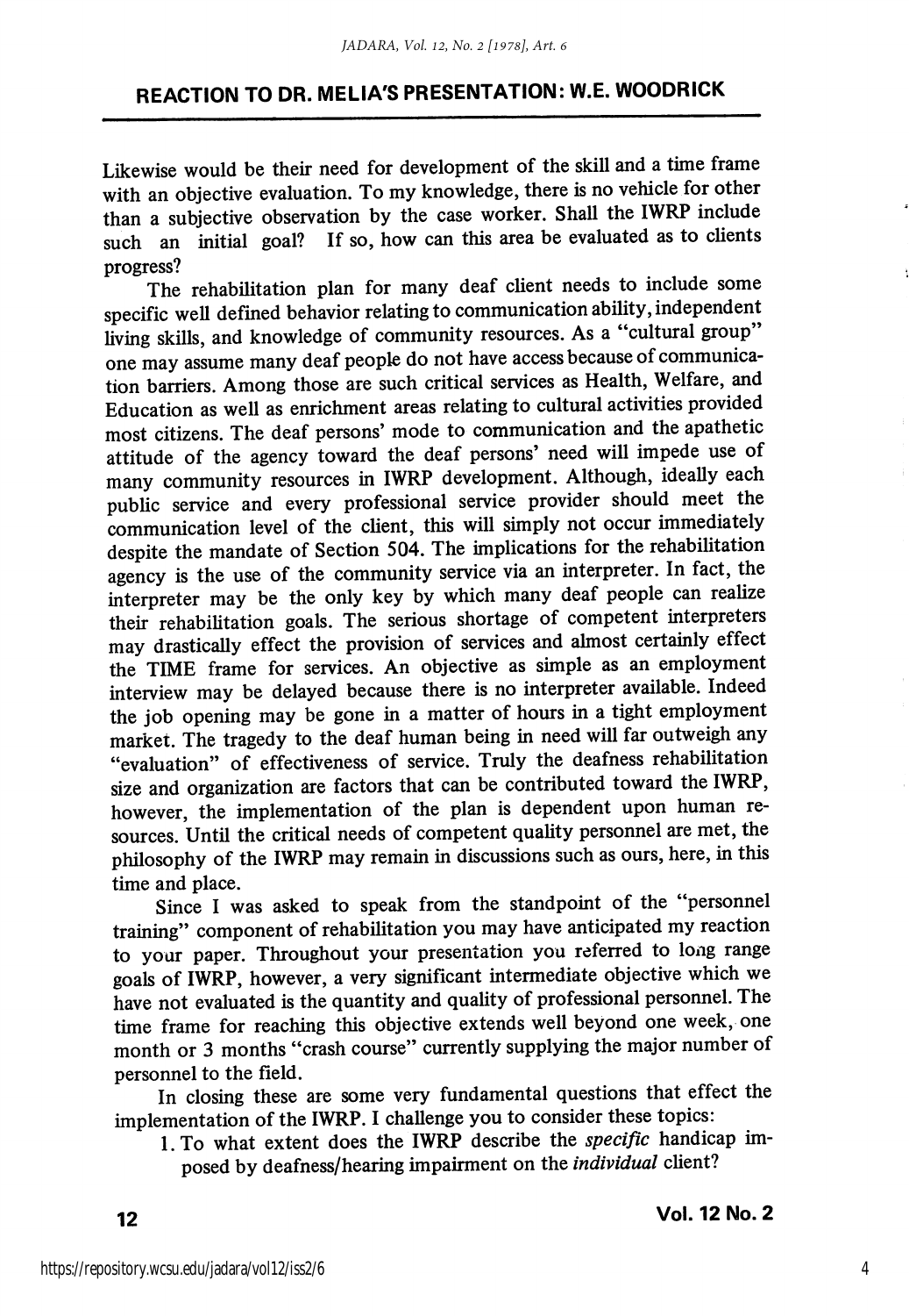## REACTION TO DR. MELIA'S PRESENTATION: W.E. WOODRICK

Likewise would be their need for development of the skill and a time frame with an objective evaluation. To my knowledge, there is no vehicle for other than a subjective observation by the case worker. Shall the IWRP include such an initial goal? If so, how can this area be evaluated as to clients progress?

The rehabilitation plan for many deaf client needs to include some specific well defined behavior relating to communication ability, independent living skills, and knowledge of community resources. As a "cultural group" one may assume many deaf people do not have access because of communication barriers. Among those are such critical services as Health, Welfare, and Education as well as enrichment areas relating to cultural activities provided most citizens. The deaf persons' mode to communication and the apathetic attitude of the agency toward the deaf persons' need will impede use of many community resources in IWRP development. Although, ideally each public service and every professional service provider should meet the communication level of the client, this will simply not occur immediately despite the mandate of Section 504. The implications for the rehabilitation agency is the use of the community service via an interpreter. In fact, the interpreter may be the only key by which many deaf people can realize their rehabilitation goals. The serious shortage of competent interpreters may drastically effect the provision of services and almost certainly effect the TIME frame for services. An objective as simple as an employment interview may be delayed because there is no interpreter available. Indeed the job opening may be gone in a matter of hours in a tight employment market. The tragedy to the deaf human being in need will far outweigh any "evaluation" of effectiveness of service. Truly the deafness rehabilitation size and organization are factors that can be contributed toward the IWRP, however, the implementation of the plan is dependent upon human resources. Until the critical needs of competent quality personnel are met, the philosophy of the IWRP may remain in discussions such as ours, here, in this time and place.

Since I was asked to speak from the standpoint of the "personnel training" component of rehabilitation you may have anticipated my reaction to your paper. Throughout your presentation you referred to long range goals of IWRP, however, a very significant intermediate objective which we have not evaluated is the quantity and quality of professional personnel. The time frame for reaching this objective extends well beyond one week, one month or 3 months "crash course" currently supplying the major number of personnel to the field.

In closing these are some very fundamental questions that effect the implementation of the IWRP. I challenge you to consider these topics:

1. To what extent does the IWRP describe the *specific* handicap imposed by deafness/hearing impairment on the *individual* client?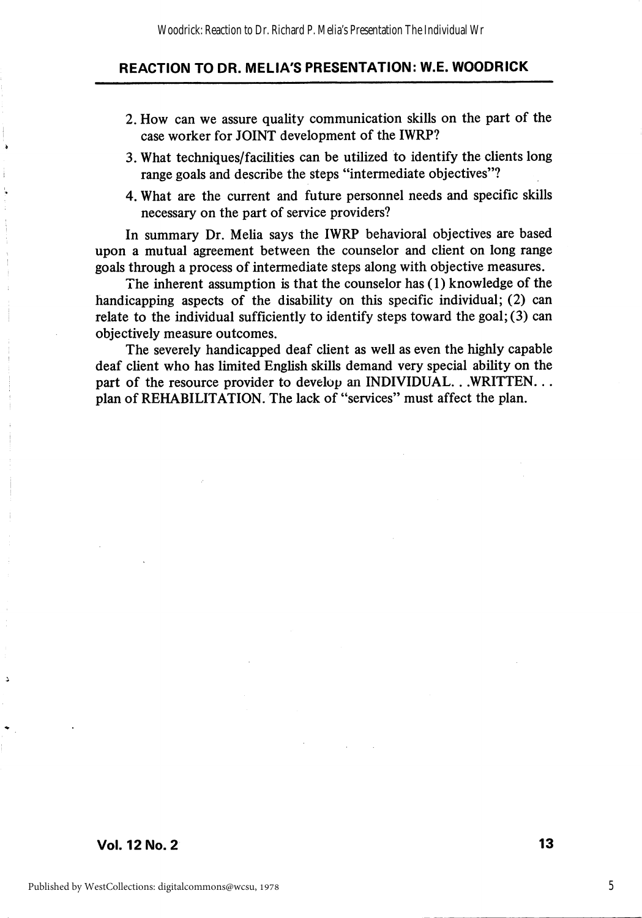## REACTION TO DR. MELIA'S PRESENTATION: W.E. WOODRICK

2. How can we assure quality communication skills on the part of the case worker for JOINT development of the IWRP?
3. What techniques/facilities can be utilized to identify the clients long range goals and describe the steps "intermediate objectives"?
4. What are the current and future personnel needs and specific skills necessary on the part of service providers?

In summary Dr. Melia says the IWRP behavioral objectives are based upon a mutual agreement between the counselor and client on long range goals through a process of intermediate steps along with objective measures.

The inherent assumption is that the counselor has (1) knowledge of the handicapping aspects of the disability on this specific individual; (2) can relate to the individual sufficiently to identify steps toward the goal; (3) can objectively measure outcomes.

The severely handicapped deaf client as well as even the highly capable deaf client who has limited English skills demand very special ability on the part of the resource provider to develop an INDIVIDUAL. . .WRITTEN. . . plan of REHABILITATION. The lack of "services" must affect the plan.